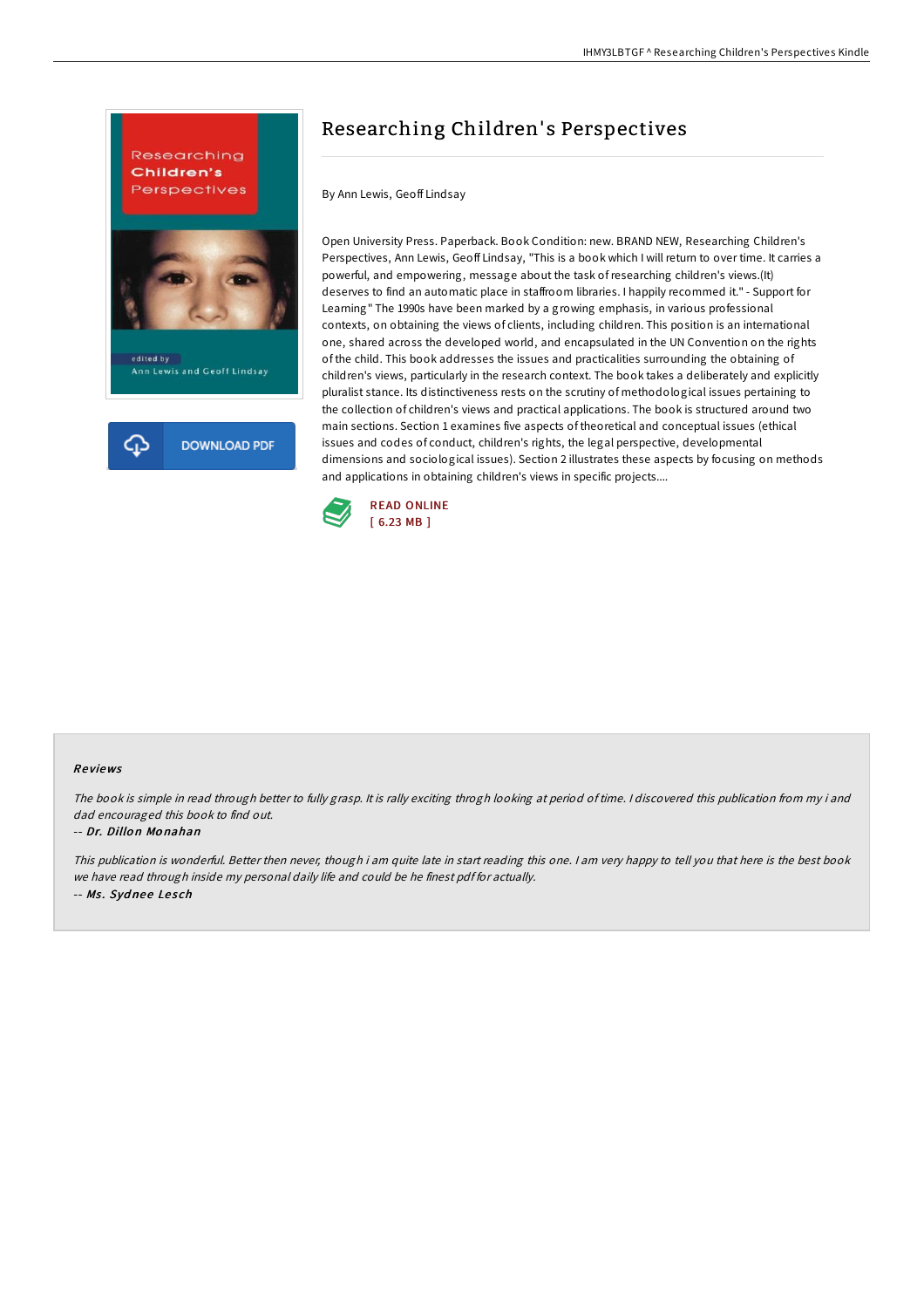# Researching Children's Perspectives

By Ann Lewis, Geoff Lindsay

Open University Press. Paperback. Book Condition: new. BRAND NEW, Researching Children's Perspectives, Ann Lewis, Geoff Lindsay, "This is a book which I will return to over time. It carries a powerful, and empowering, message about the task of researching children's views.(It) deserves to find an automatic place in staffroom libraries. I happily recommed it." - Support for Learning" The 1990s have been marked by a growing emphasis, in various professional contexts, on obtaining the views of clients, including children. This position is an international one, shared across the developed world, and encapsulated in the UN Convention on the rights of the child. This book addresses the issues and practicalities surrounding the obtaining of children's views, particularly in the research context. The book takes a deliberately and explicitly pluralist stance. Its distinctiveness rests on the scrutiny of methodological issues pertaining to the collection of children's views and practical applications. The book is structured around two main sections. Section 1 examines five aspects of theoretical and conceptual issues (ethical issues and codes of conduct, children's rights, the legal perspective, developmental dimensions and sociological issues). Section 2 illustrates these aspects by focusing on methods and applications in obtaining children's views in specific projects....

READ ONLINE
[ 6.23 MB ]

## Reviews

*The book is simple in read through better to fully grasp. It is rally exciting throgh looking at period of time. I discovered this publication from my i and dad encouraged this book to find out.*

-- *Dr. Dillon Monahan*

*This publication is wonderful. Better then never, though i am quite late in start reading this one. I am very happy to tell you that here is the best book we have read through inside my personal daily life and could be he finest pdf for actually.*

-- *Ms. Sydnee Lesch*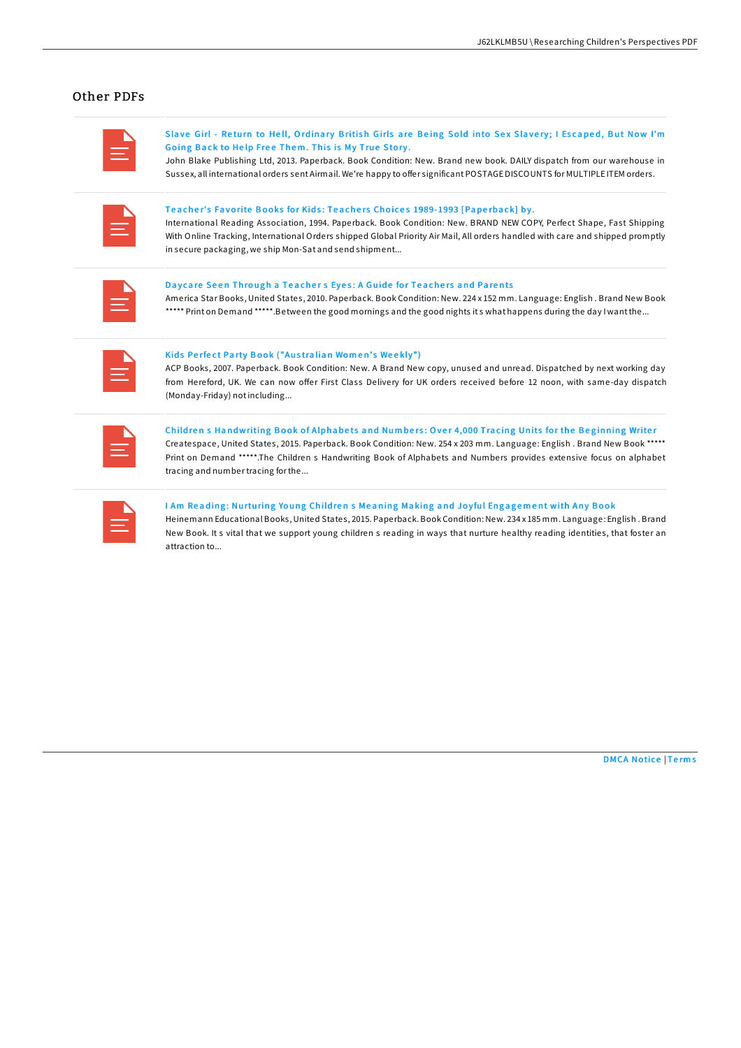## Other PDFs

**Slave Girl - Return to Hell, Ordinary British Girls are Being Sold into Sex Slavery; I Escaped, But Now I'm Going Back to Help Free Them. This is My True Story.**

John Blake Publishing Ltd, 2013. Paperback. Book Condition: New. Brand new book. DAILY dispatch from our warehouse in Sussex, all international orders sent Airmail. We're happy to offer significant POSTAGE DISCOUNTS for MULTIPLE ITEM orders.

**Teacher's Favorite Books for Kids: Teachers Choices 1989-1993 [Paperback] by.**

International Reading Association, 1994. Paperback. Book Condition: New. BRAND NEW COPY, Perfect Shape, Fast Shipping With Online Tracking, International Orders shipped Global Priority Air Mail, All orders handled with care and shipped promptly in secure packaging, we ship Mon-Sat and send shipment...

**Daycare Seen Through a Teacher s Eyes: A Guide for Teachers and Parents**

America Star Books, United States, 2010. Paperback. Book Condition: New. 224 x 152 mm. Language: English . Brand New Book ***** Print on Demand *****.Between the good mornings and the good nights it s what happens during the day I want the...

**Kids Perfect Party Book ("Australian Women's Weekly")**

ACP Books, 2007. Paperback. Book Condition: New. A Brand New copy, unused and unread. Dispatched by next working day from Hereford, UK. We can now offer First Class Delivery for UK orders received before 12 noon, with same-day dispatch (Monday-Friday) not including...

**Children s Handwriting Book of Alphabets and Numbers: Over 4,000 Tracing Units for the Beginning Writer**

Createspace, United States, 2015. Paperback. Book Condition: New. 254 x 203 mm. Language: English . Brand New Book ***** Print on Demand *****.The Children s Handwriting Book of Alphabets and Numbers provides extensive focus on alphabet tracing and number tracing for the...

**I Am Reading: Nurturing Young Children s Meaning Making and Joyful Engagement with Any Book**

Heinemann Educational Books, United States, 2015. Paperback. Book Condition: New. 234 x 185 mm. Language: English . Brand New Book. It s vital that we support young children s reading in ways that nurture healthy reading identities, that foster an attraction to...

DMCA Notice | Terms